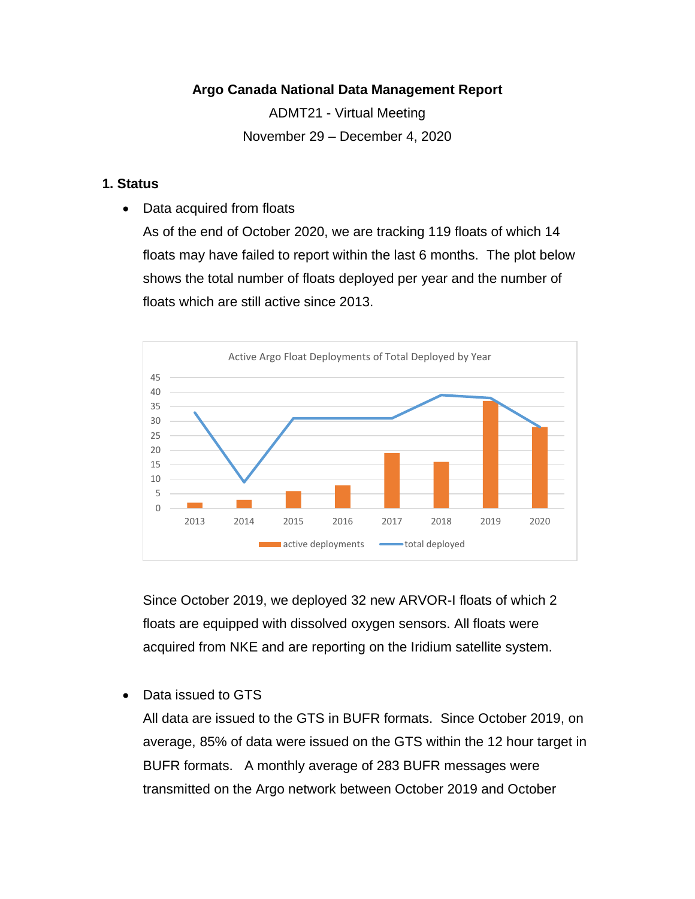**Argo Canada National Data Management Report**

ADMT21 - Virtual Meeting

November 29 – December 4, 2020

## 1. Status

- Data acquired from floats

  As of the end of October 2020, we are tracking 119 floats of which 14 floats may have failed to report within the last 6 months. The plot below shows the total number of floats deployed per year and the number of floats which are still active since 2013.

  Since October 2019, we deployed 32 new ARVOR-I floats of which 2 floats are equipped with dissolved oxygen sensors. All floats were acquired from NKE and are reporting on the Iridium satellite system.

- Data issued to GTS

  All data are issued to the GTS in BUFR formats. Since October 2019, on average, 85% of data were issued on the GTS within the 12 hour target in BUFR formats. A monthly average of 283 BUFR messages were transmitted on the Argo network between October 2019 and October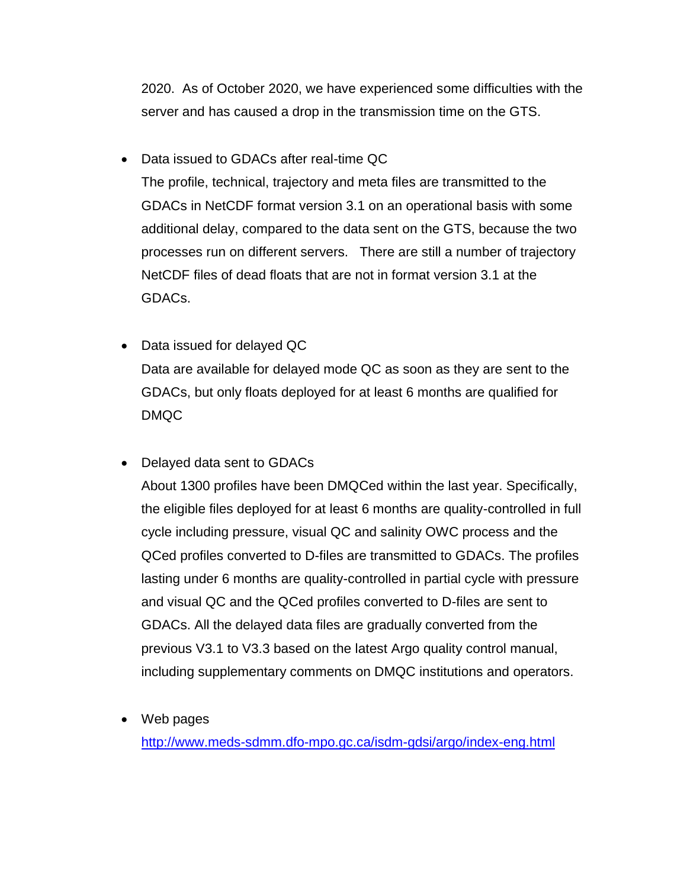2020. As of October 2020, we have experienced some difficulties with the server and has caused a drop in the transmission time on the GTS.

- Data issued to GDACs after real-time QC
  The profile, technical, trajectory and meta files are transmitted to the GDACs in NetCDF format version 3.1 on an operational basis with some additional delay, compared to the data sent on the GTS, because the two processes run on different servers. There are still a number of trajectory NetCDF files of dead floats that are not in format version 3.1 at the GDACs.

- Data issued for delayed QC
  Data are available for delayed mode QC as soon as they are sent to the GDACs, but only floats deployed for at least 6 months are qualified for DMQC

- Delayed data sent to GDACs
  About 1300 profiles have been DMQCed within the last year. Specifically, the eligible files deployed for at least 6 months are quality-controlled in full cycle including pressure, visual QC and salinity OWC process and the QCed profiles converted to D-files are transmitted to GDACs. The profiles lasting under 6 months are quality-controlled in partial cycle with pressure and visual QC and the QCed profiles converted to D-files are sent to GDACs. All the delayed data files are gradually converted from the previous V3.1 to V3.3 based on the latest Argo quality control manual, including supplementary comments on DMQC institutions and operators.

- Web pages
  [http://www.meds-sdmm.dfo-mpo.gc.ca/isdm-gdsi/argo/index-eng.html](http://www.meds-sdmm.dfo-mpo.gc.ca/isdm-gdsi/argo/index-eng.html)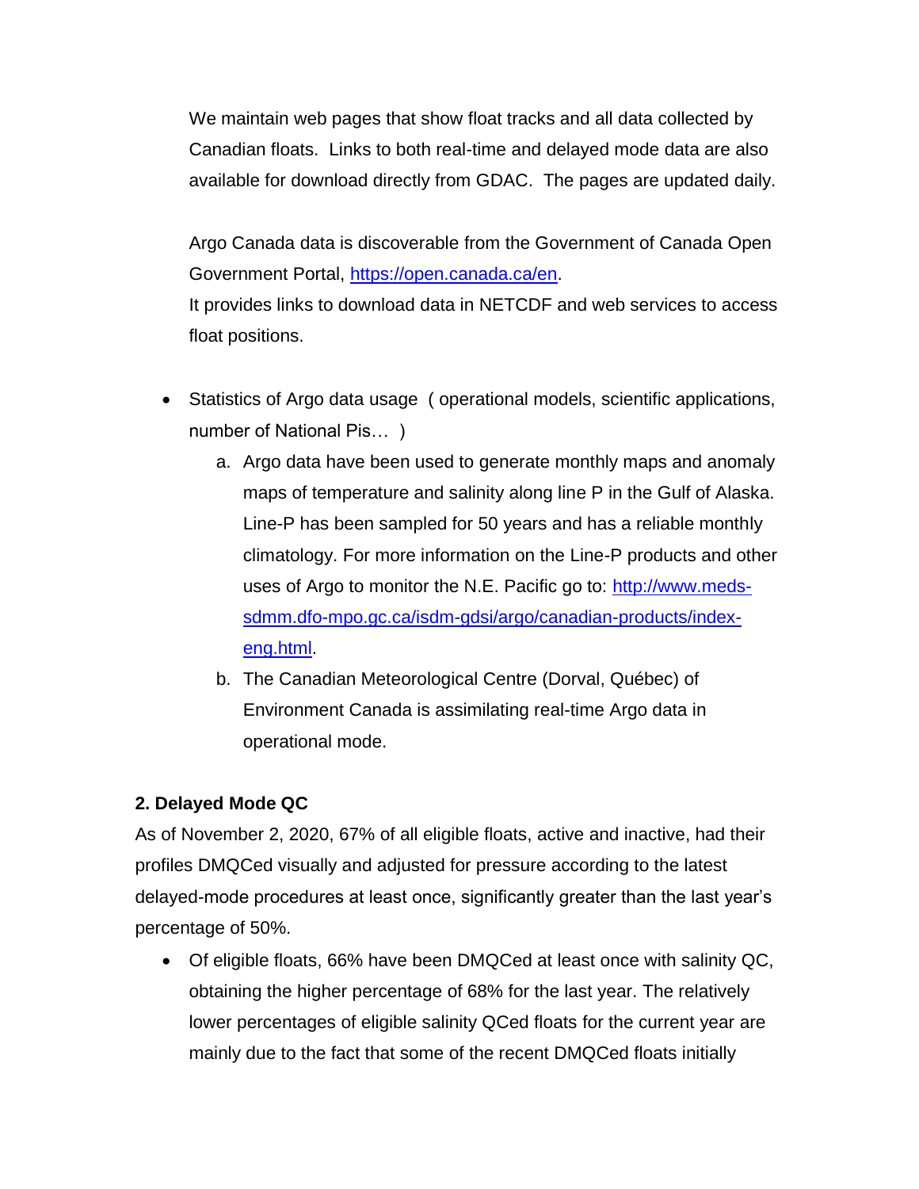We maintain web pages that show float tracks and all data collected by Canadian floats. Links to both real-time and delayed mode data are also available for download directly from GDAC. The pages are updated daily.

Argo Canada data is discoverable from the Government of Canada Open Government Portal, [https://open.canada.ca/en](https://open.canada.ca/en).
It provides links to download data in NETCDF and web services to access float positions.

- Statistics of Argo data usage ( operational models, scientific applications, number of National Pis… )
    a. Argo data have been used to generate monthly maps and anomaly maps of temperature and salinity along line P in the Gulf of Alaska. Line-P has been sampled for 50 years and has a reliable monthly climatology. For more information on the Line-P products and other uses of Argo to monitor the N.E. Pacific go to: [http://www.meds-sdmm.dfo-mpo.gc.ca/isdm-gdsi/argo/canadian-products/index-eng.html](http://www.meds-sdmm.dfo-mpo.gc.ca/isdm-gdsi/argo/canadian-products/index-eng.html).
    b. The Canadian Meteorological Centre (Dorval, Québec) of Environment Canada is assimilating real-time Argo data in operational mode.

**2. Delayed Mode QC**

As of November 2, 2020, 67% of all eligible floats, active and inactive, had their profiles DMQCed visually and adjusted for pressure according to the latest delayed-mode procedures at least once, significantly greater than the last year's percentage of 50%.

- Of eligible floats, 66% have been DMQCed at least once with salinity QC, obtaining the higher percentage of 68% for the last year. The relatively lower percentages of eligible salinity QCed floats for the current year are mainly due to the fact that some of the recent DMQCed floats initially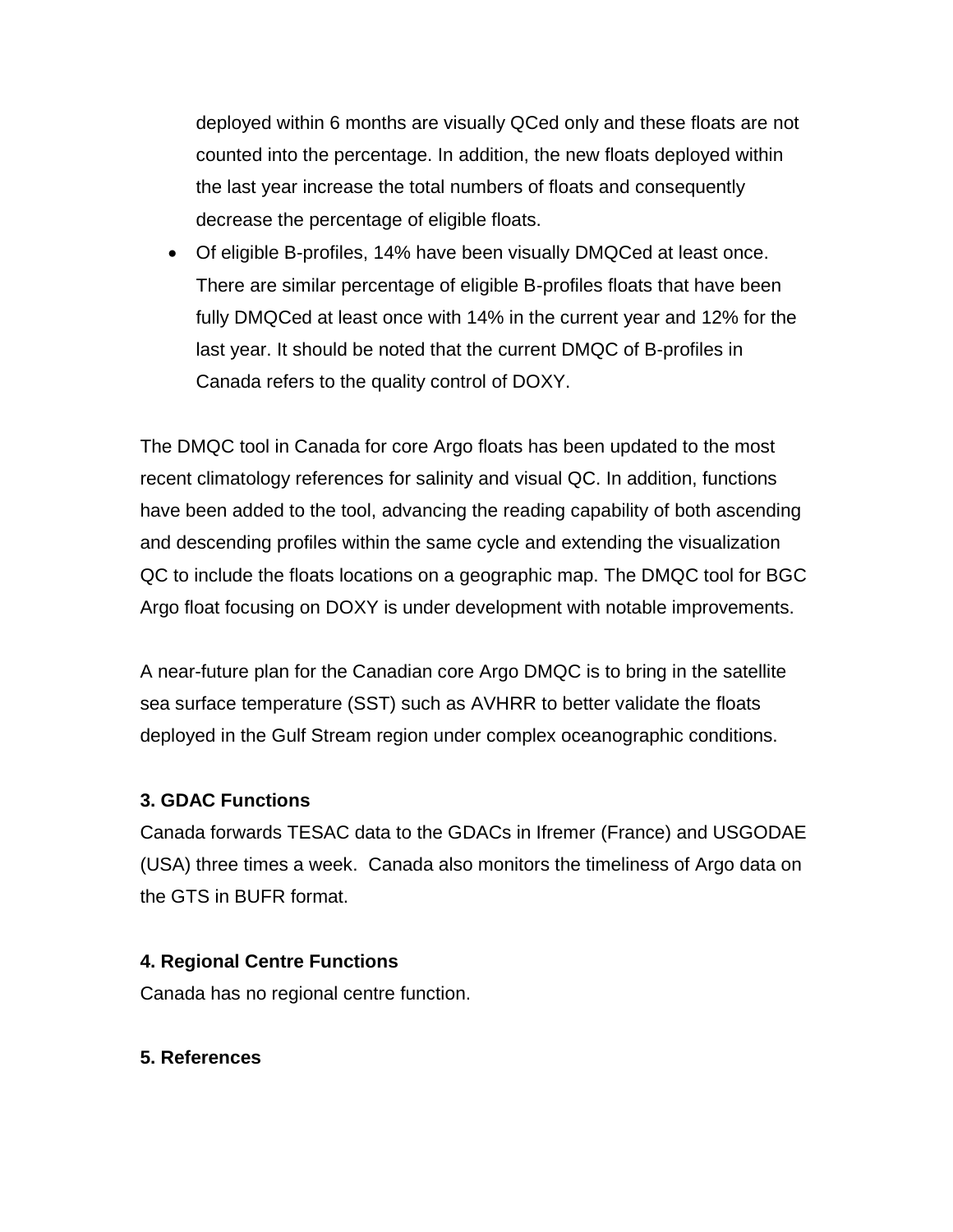deployed within 6 months are visually QCed only and these floats are not counted into the percentage. In addition, the new floats deployed within the last year increase the total numbers of floats and consequently decrease the percentage of eligible floats.

- Of eligible B-profiles, 14% have been visually DMQCed at least once. There are similar percentage of eligible B-profiles floats that have been fully DMQCed at least once with 14% in the current year and 12% for the last year. It should be noted that the current DMQC of B-profiles in Canada refers to the quality control of DOXY.

The DMQC tool in Canada for core Argo floats has been updated to the most recent climatology references for salinity and visual QC. In addition, functions have been added to the tool, advancing the reading capability of both ascending and descending profiles within the same cycle and extending the visualization QC to include the floats locations on a geographic map. The DMQC tool for BGC Argo float focusing on DOXY is under development with notable improvements.

A near-future plan for the Canadian core Argo DMQC is to bring in the satellite sea surface temperature (SST) such as AVHRR to better validate the floats deployed in the Gulf Stream region under complex oceanographic conditions.

**3. GDAC Functions**

Canada forwards TESAC data to the GDACs in Ifremer (France) and USGODAE (USA) three times a week. Canada also monitors the timeliness of Argo data on the GTS in BUFR format.

**4. Regional Centre Functions**

Canada has no regional centre function.

**5. References**